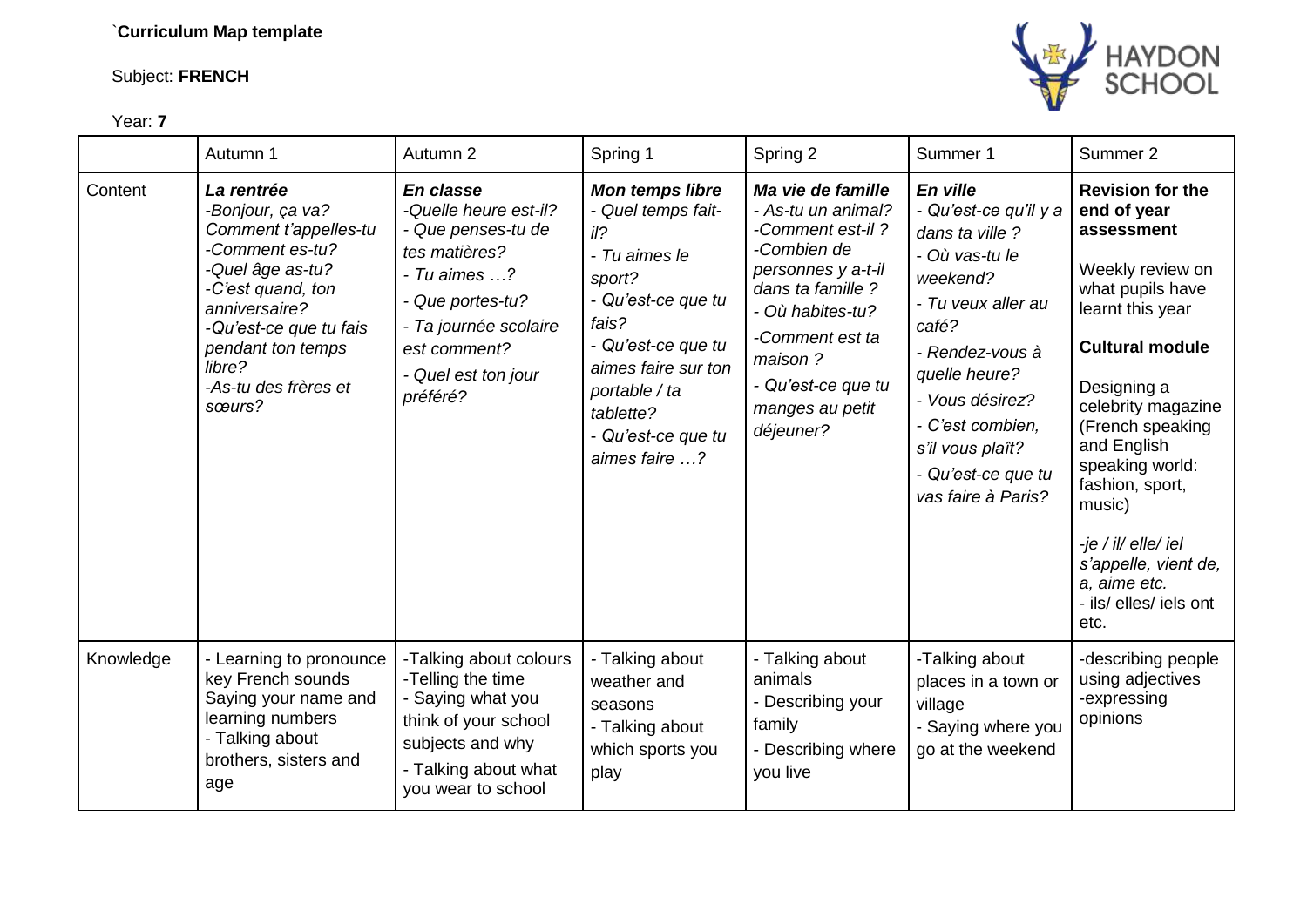`**Curriculum Map template**

Subject: **FRENCH**

Year: **7**

| | Autumn 1 | Autumn 2 | Spring 1 | Spring 2 | Summer 1 | Summer 2 |
|---|---|---|---|---|---|---|
| Content | ***La rentrée***<br>*-Bonjour, ça va? Comment t'appelles-tu*<br>*-Comment es-tu?*<br>*-Quel âge as-tu?*<br>*-C'est quand, ton anniversaire?*<br>*-Qu'est-ce que tu fais pendant ton temps libre?*<br>*-As-tu des frères et sœurs?* | ***En classe***<br>*-Quelle heure est-il?*<br>*- Que penses-tu de tes matières?*<br>*- Tu aimes …?*<br>*- Que portes-tu?*<br>*- Ta journée scolaire est comment?*<br>*- Quel est ton jour préféré?* | ***Mon temps libre***<br>*- Quel temps fait-il?*<br>*- Tu aimes le sport?*<br>*- Qu'est-ce que tu fais?*<br>*- Qu'est-ce que tu aimes faire sur ton portable / ta tablette?*<br>*- Qu'est-ce que tu aimes faire …?* | ***Ma vie de famille***<br>*- As-tu un animal?*<br>*-Comment est-il ?*<br>*-Combien de personnes y a-t-il dans ta famille ?*<br>*- Où habites-tu?*<br>*-Comment est ta maison ?*<br>*- Qu'est-ce que tu manges au petit déjeuner?* | ***En ville***<br>*- Qu'est-ce qu'il y a dans ta ville ?*<br>*- Où vas-tu le weekend?*<br>*- Tu veux aller au café?*<br>*- Rendez-vous à quelle heure?*<br>*- Vous désirez?*<br>*- C'est combien, s'il vous plaît?*<br>*- Qu'est-ce que tu vas faire à Paris?* | **Revision for the end of year assessment**<br><br>Weekly review on what pupils have learnt this year<br><br>**Cultural module**<br><br>Designing a celebrity magazine (French speaking and English speaking world: fashion, sport, music)<br><br>*-je / il/ elle/ iel s'appelle, vient de, a, aime etc.*<br>- ils/ elles/ iels ont etc. |
| Knowledge | - Learning to pronounce key French sounds Saying your name and learning numbers<br>- Talking about brothers, sisters and age | -Talking about colours<br>-Telling the time<br>- Saying what you think of your school subjects and why<br>- Talking about what you wear to school | - Talking about weather and seasons<br>- Talking about which sports you play | - Talking about animals<br>- Describing your family<br>- Describing where you live | -Talking about places in a town or village<br>- Saying where you go at the weekend | -describing people using adjectives<br>-expressing opinions |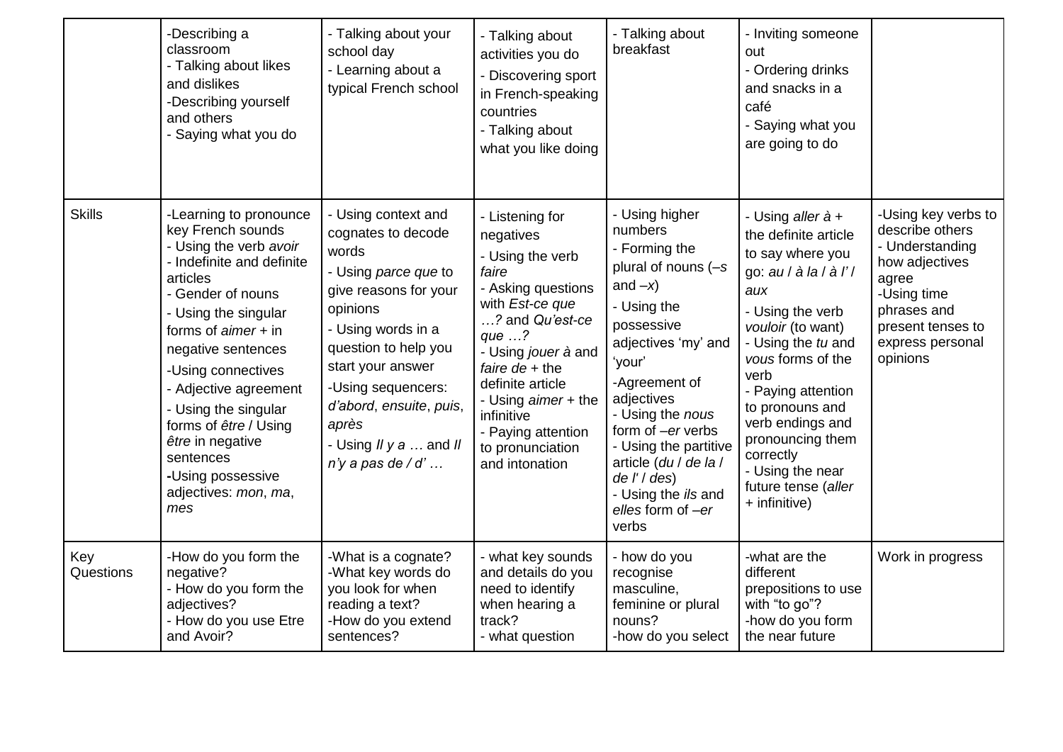| | | | | | | |
|---|---|---|---|---|---|---|
| | -Describing a classroom<br>- Talking about likes and dislikes<br>-Describing yourself and others<br>- Saying what you do | - Talking about your school day<br>- Learning about a typical French school | - Talking about activities you do<br>- Discovering sport in French-speaking countries<br>- Talking about what you like doing | - Talking about breakfast | - Inviting someone out<br>- Ordering drinks and snacks in a café<br>- Saying what you are going to do | |
| Skills | -Learning to pronounce key French sounds<br>- Using the verb *avoir*<br>- Indefinite and definite articles<br>- Gender of nouns<br>- Using the singular forms of *aimer* + in negative sentences<br>-Using connectives<br>- Adjective agreement<br>- Using the singular forms of *être* / Using *être* in negative sentences<br>-Using possessive adjectives: *mon*, *ma*, *mes* | - Using context and cognates to decode words<br>- Using *parce que* to give reasons for your opinions<br>- Using words in a question to help you start your answer<br>-Using sequencers: *d'abord*, *ensuite*, *puis*, *après*<br>- Using *Il y a …* and *Il n'y a pas de / d' …* | - Listening for negatives<br>- Using the verb *faire*<br>- Asking questions with *Est-ce que …?* and *Qu'est-ce que …?*<br>- Using *jouer à* and *faire de* + the definite article<br>- Using *aimer* + the infinitive<br>- Paying attention to pronunciation and intonation | - Using higher numbers<br>- Forming the plural of nouns (*–s* and *–x*)<br>- Using the possessive adjectives 'my' and 'your'<br>-Agreement of adjectives<br>- Using the *nous* form of *–er* verbs<br>- Using the partitive article (*du* / *de la* / *de l'* / *des*)<br>- Using the *ils* and *elles* form of *–er* verbs | - Using *aller à* + the definite article to say where you go: *au* / *à la* / *à l'* / *aux*<br>- Using the verb *vouloir* (to want)<br>- Using the *tu* and *vous* forms of the verb<br>- Paying attention to pronouns and verb endings and pronouncing them correctly<br>- Using the near future tense (*aller* + infinitive) | -Using key verbs to describe others<br>- Understanding how adjectives agree<br>-Using time phrases and present tenses to express personal opinions |
| Key Questions | -How do you form the negative?<br>- How do you form the adjectives?<br>- How do you use Etre and Avoir? | -What is a cognate?<br>-What key words do you look for when reading a text?<br>-How do you extend sentences? | - what key sounds and details do you need to identify when hearing a track?<br>- what question | - how do you recognise masculine, feminine or plural nouns?<br>-how do you select | -what are the different prepositions to use with "to go"?<br>-how do you form the near future | Work in progress |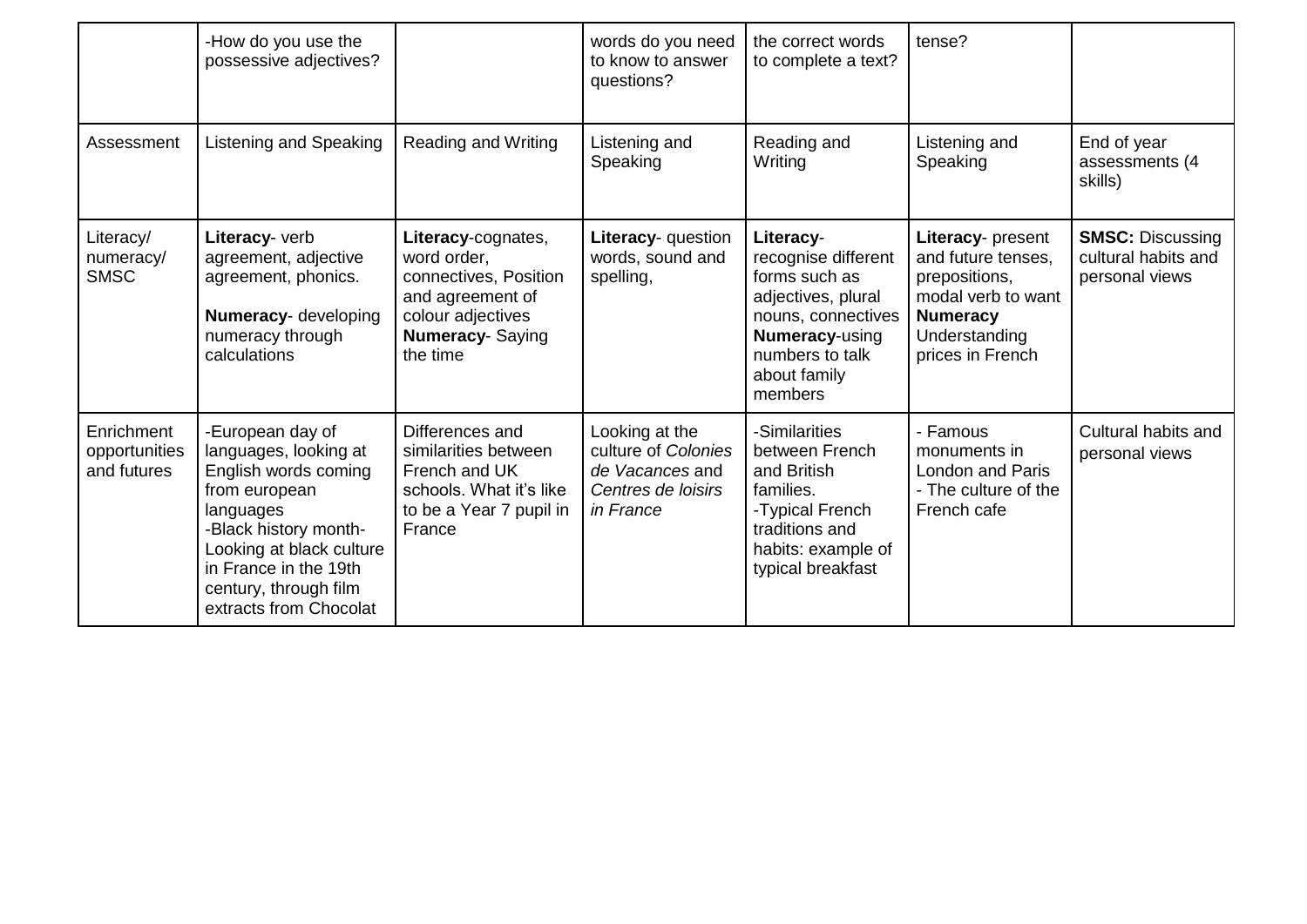| | | | | | | |
|---|---|---|---|---|---|---|
| | -How do you use the possessive adjectives? | | words do you need to know to answer questions? | the correct words to complete a text? | tense? | |
| Assessment | Listening and Speaking | Reading and Writing | Listening and Speaking | Reading and Writing | Listening and Speaking | End of year assessments (4 skills) |
| Literacy/ numeracy/ SMSC | **Literacy**- verb agreement, adjective agreement, phonics.<br><br>**Numeracy**- developing numeracy through calculations | **Literacy**-cognates, word order, connectives, Position and agreement of colour adjectives<br>**Numeracy**- Saying the time | **Literacy**- question words, sound and spelling, | **Literacy**- recognise different forms such as adjectives, plural nouns, connectives<br>**Numeracy**-using numbers to talk about family members | **Literacy**- present and future tenses, prepositions, modal verb to want<br>**Numeracy** Understanding prices in French | **SMSC:** Discussing cultural habits and personal views |
| Enrichment opportunities and futures | -European day of languages, looking at English words coming from european languages<br>-Black history month- Looking at black culture in France in the 19th century, through film extracts from Chocolat | Differences and similarities between French and UK schools. What it's like to be a Year 7 pupil in France | Looking at the culture of *Colonies de Vacances* and *Centres de loisirs in France* | -Similarities between French and British families.<br>-Typical French traditions and habits: example of typical breakfast | - Famous monuments in London and Paris<br>- The culture of the French cafe | Cultural habits and personal views |